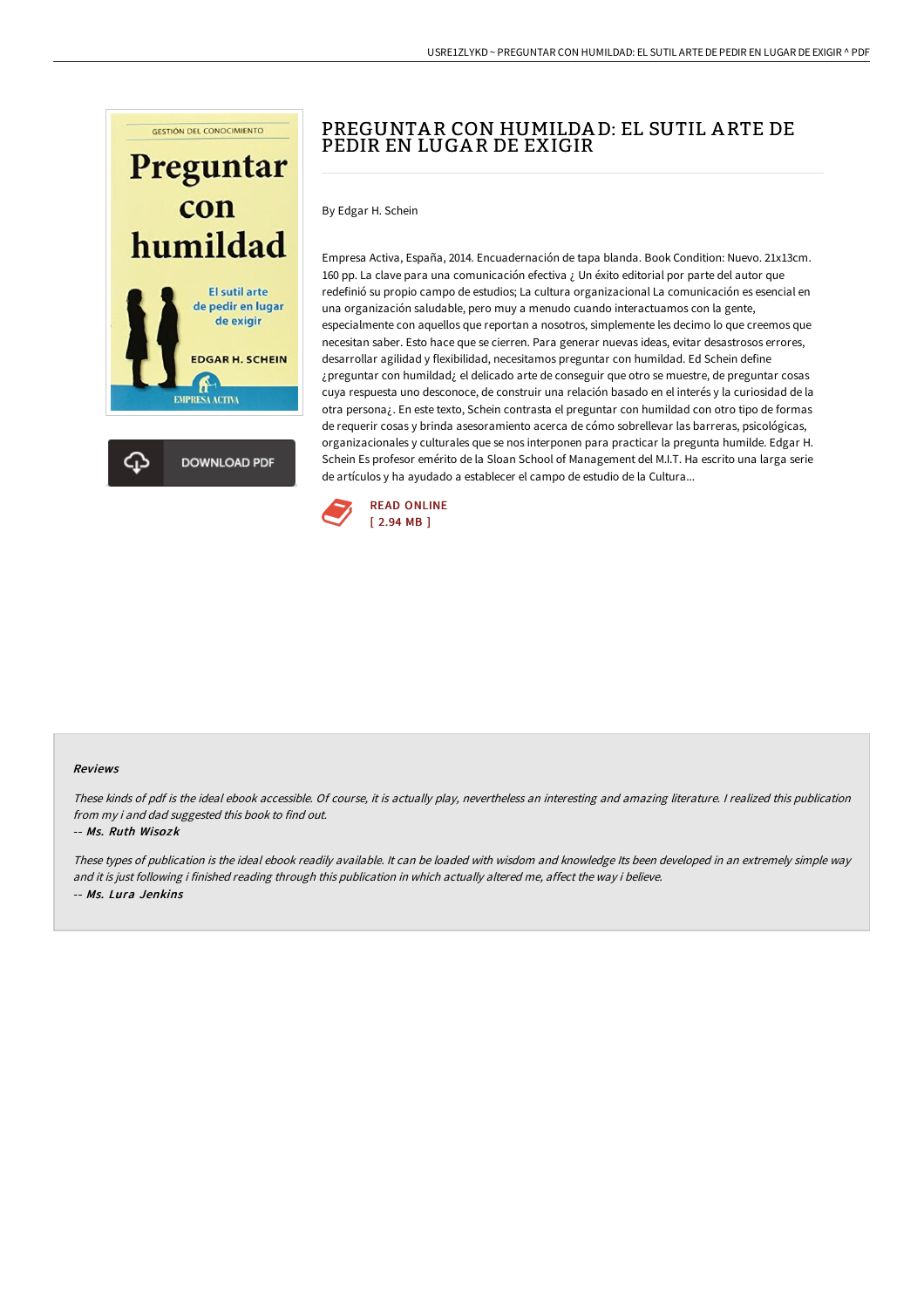# PREGUNTAR CON HUMILDAD: EL SUTIL ARTE DE PEDIR EN LUGAR DE EXIGIR

By Edgar H. Schein

Empresa Activa, España, 2014. Encuadernación de tapa blanda. Book Condition: Nuevo. 21x13cm. 160 pp. La clave para una comunicación efectiva ¿ Un éxito editorial por parte del autor que redefinió su propio campo de estudios; La cultura organizacional La comunicación es esencial en una organización saludable, pero muy a menudo cuando interactuamos con la gente, especialmente con aquellos que reportan a nosotros, simplemente les decimo lo que creemos que necesitan saber. Esto hace que se cierren. Para generar nuevas ideas, evitar desastrosos errores, desarrollar agilidad y flexibilidad, necesitamos preguntar con humildad. Ed Schein define ¿preguntar con humildad¿ el delicado arte de conseguir que otro se muestre, de preguntar cosas cuya respuesta uno desconoce, de construir una relación basado en el interés y la curiosidad de la otra persona¿. En este texto, Schein contrasta el preguntar con humildad con otro tipo de formas de requerir cosas y brinda asesoramiento acerca de cómo sobrellevar las barreras, psicológicas, organizacionales y culturales que se nos interponen para practicar la pregunta humilde. Edgar H. Schein Es profesor emérito de la Sloan School of Management del M.I.T. Ha escrito una larga serie de artículos y ha ayudado a establecer el campo de estudio de la Cultura...

READ ONLINE
[ 2.94 MB ]

DOWNLOAD PDF

### Reviews

*These kinds of pdf is the ideal ebook accessible. Of course, it is actually play, nevertheless an interesting and amazing literature. I realized this publication from my i and dad suggested this book to find out.*

*-- Ms. Ruth Wisozk*

*These types of publication is the ideal ebook readily available. It can be loaded with wisdom and knowledge Its been developed in an extremely simple way and it is just following i finished reading through this publication in which actually altered me, affect the way i believe.*

*-- Ms. Lura Jenkins*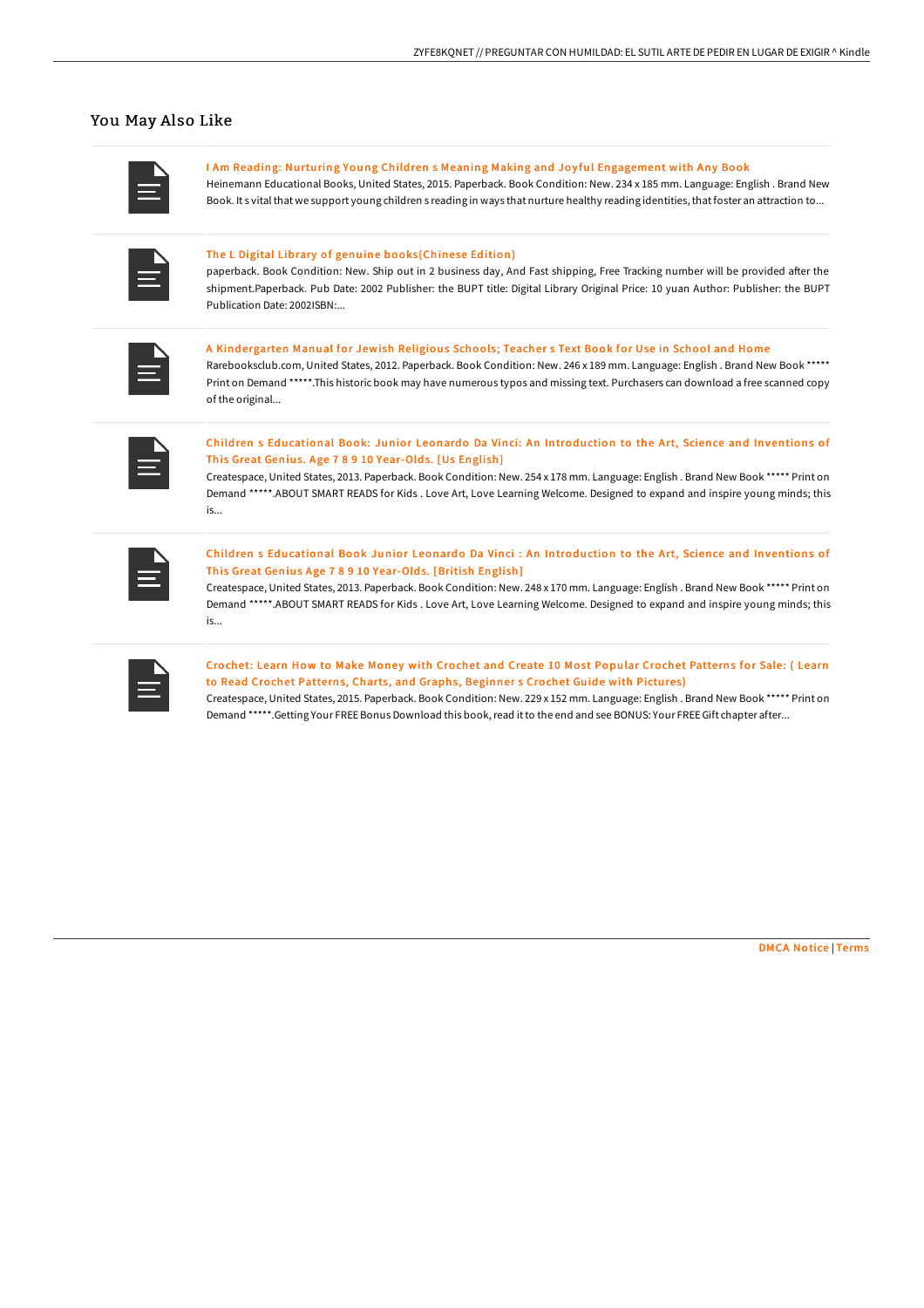## You May Also Like

**I Am Reading: Nurturing Young Children s Meaning Making and Joyful Engagement with Any Book**

Heinemann Educational Books, United States, 2015. Paperback. Book Condition: New. 234 x 185 mm. Language: English . Brand New Book. It s vital that we support young children s reading in ways that nurture healthy reading identities, that foster an attraction to...

**The L Digital Library of genuine books(Chinese Edition)**

paperback. Book Condition: New. Ship out in 2 business day, And Fast shipping, Free Tracking number will be provided after the shipment.Paperback. Pub Date: 2002 Publisher: the BUPT title: Digital Library Original Price: 10 yuan Author: Publisher: the BUPT Publication Date: 2002ISBN:...

**A Kindergarten Manual for Jewish Religious Schools; Teacher s Text Book for Use in School and Home**

Rarebooksclub.com, United States, 2012. Paperback. Book Condition: New. 246 x 189 mm. Language: English . Brand New Book ***** Print on Demand *****.This historic book may have numerous typos and missing text. Purchasers can download a free scanned copy of the original...

**Children s Educational Book: Junior Leonardo Da Vinci: An Introduction to the Art, Science and Inventions of This Great Genius. Age 7 8 9 10 Year-Olds. [Us English]**

Createspace, United States, 2013. Paperback. Book Condition: New. 254 x 178 mm. Language: English . Brand New Book ***** Print on Demand *****.ABOUT SMART READS for Kids . Love Art, Love Learning Welcome. Designed to expand and inspire young minds; this is...

**Children s Educational Book Junior Leonardo Da Vinci : An Introduction to the Art, Science and Inventions of This Great Genius Age 7 8 9 10 Year-Olds. [British English]**

Createspace, United States, 2013. Paperback. Book Condition: New. 248 x 170 mm. Language: English . Brand New Book ***** Print on Demand *****.ABOUT SMART READS for Kids . Love Art, Love Learning Welcome. Designed to expand and inspire young minds; this is...

**Crochet: Learn How to Make Money with Crochet and Create 10 Most Popular Crochet Patterns for Sale: ( Learn to Read Crochet Patterns, Charts, and Graphs, Beginner s Crochet Guide with Pictures)**

Createspace, United States, 2015. Paperback. Book Condition: New. 229 x 152 mm. Language: English . Brand New Book ***** Print on Demand *****.Getting Your FREE Bonus Download this book, read it to the end and see BONUS: Your FREE Gift chapter after...